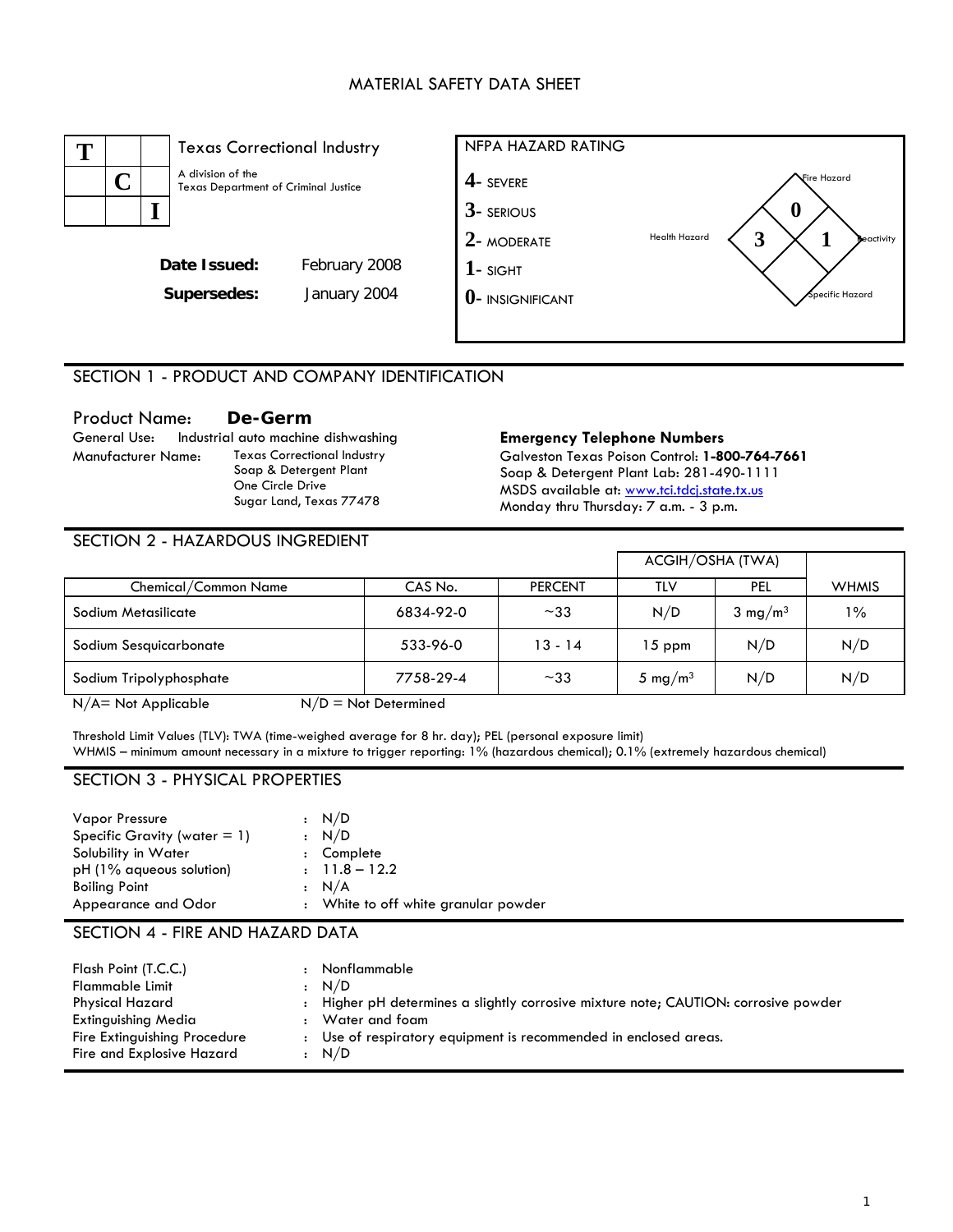# MATERIAL SAFETY DATA SHEET

**T C I**

Texas Correctional Industry

A division of the Texas Department of Criminal Justice

**Date Issued:** February 2008

**Supersedes:** January 2004

**NFPA HAZARD RATING**

- **4**- SEVERE
- **3**- SERIOUS
- **2**- MODERATE
- **1**- SIGHT
- **0**- INSIGNIFICANT

| Fire Hazard | Health Hazard | Reactivity | Specific Hazard |
|---|---|---|---|
| 0 | 3 | 1 | |

## SECTION 1 - PRODUCT AND COMPANY IDENTIFICATION

Product Name: **De-Germ**

General Use: Industrial auto machine dishwashing

Manufacturer Name: Texas Correctional Industry
Soap & Detergent Plant
One Circle Drive
Sugar Land, Texas 77478

**Emergency Telephone Numbers**

Galveston Texas Poison Control: **1-800-764-7661**
Soap & Detergent Plant Lab: 281-490-1111
MSDS available at: www.tci.tdcj.state.tx.us
Monday thru Thursday: 7 a.m. - 3 p.m.

## SECTION 2 - HAZARDOUS INGREDIENT

| | | | ACGIH/OSHA (TWA) | | |
|---|---|---|---|---|---|
| Chemical/Common Name | CAS No. | PERCENT | TLV | PEL | WHMIS |
| Sodium Metasilicate | 6834-92-0 | ~33 | N/D | 3 $mg/m^3$ | 1% |
| Sodium Sesquicarbonate | 533-96-0 | 13 - 14 | 15 ppm | N/D | N/D |
| Sodium Tripolyphosphate | 7758-29-4 | ~33 | 5 $mg/m^3$ | N/D | N/D |

N/A= Not Applicable     N/D = Not Determined

Threshold Limit Values (TLV): TWA (time-weighed average for 8 hr. day); PEL (personal exposure limit)
WHMIS – minimum amount necessary in a mixture to trigger reporting: 1% (hazardous chemical); 0.1% (extremely hazardous chemical)

## SECTION 3 - PHYSICAL PROPERTIES

| | |
|---|---|
| Vapor Pressure | : N/D |
| Specific Gravity (water = 1) | : N/D |
| Solubility in Water | : Complete |
| pH (1% aqueous solution) | : 11.8 – 12.2 |
| Boiling Point | : N/A |
| Appearance and Odor | : White to off white granular powder |

## SECTION 4 - FIRE AND HAZARD DATA

| | |
|---|---|
| Flash Point (T.C.C.) | : Nonflammable |
| Flammable Limit | : N/D |
| Physical Hazard | : Higher pH determines a slightly corrosive mixture note; CAUTION: corrosive powder |
| Extinguishing Media | : Water and foam |
| Fire Extinguishing Procedure | : Use of respiratory equipment is recommended in enclosed areas. |
| Fire and Explosive Hazard | : N/D |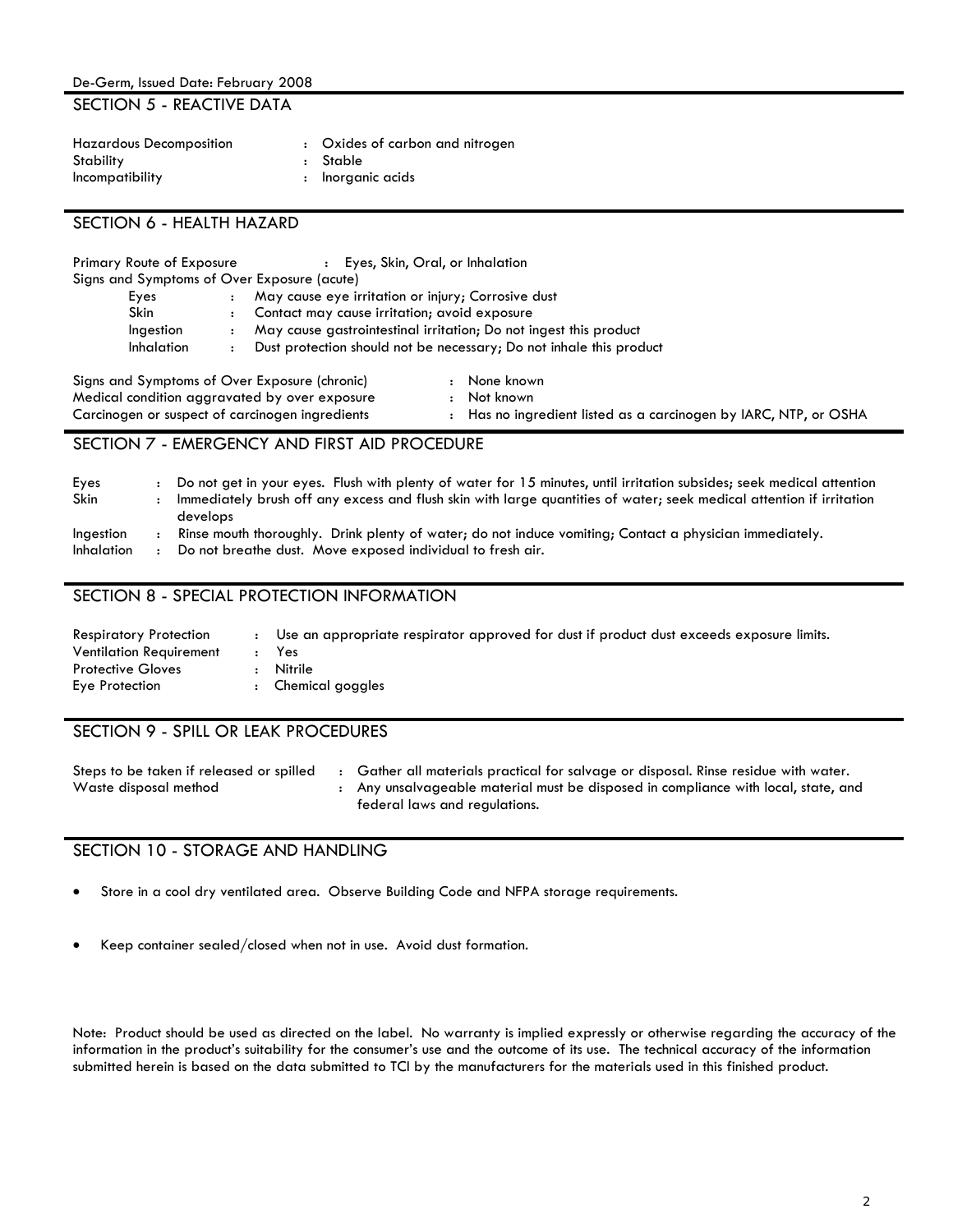## SECTION 5 - REACTIVE DATA

| | | |
|---|---|---|
| Hazardous Decomposition | : | Oxides of carbon and nitrogen |
| Stability | : | Stable |
| Incompatibility | : | Inorganic acids |

## SECTION 6 - HEALTH HAZARD

Primary Route of Exposure : Eyes, Skin, Oral, or Inhalation

Signs and Symptoms of Over Exposure (acute)

| | | |
|---|---|---|
| Eyes | : | May cause eye irritation or injury; Corrosive dust |
| Skin | : | Contact may cause irritation; avoid exposure |
| Ingestion | : | May cause gastrointestinal irritation; Do not ingest this product |
| Inhalation | : | Dust protection should not be necessary; Do not inhale this product |

| | | |
|---|---|---|
| Signs and Symptoms of Over Exposure (chronic) | : | None known |
| Medical condition aggravated by over exposure | : | Not known |
| Carcinogen or suspect of carcinogen ingredients | : | Has no ingredient listed as a carcinogen by IARC, NTP, or OSHA |

## SECTION 7 - EMERGENCY AND FIRST AID PROCEDURE

| | | |
|---|---|---|
| Eyes | : | Do not get in your eyes. Flush with plenty of water for 15 minutes, until irritation subsides; seek medical attention |
| Skin | : | Immediately brush off any excess and flush skin with large quantities of water; seek medical attention if irritation develops |
| Ingestion | : | Rinse mouth thoroughly. Drink plenty of water; do not induce vomiting; Contact a physician immediately. |
| Inhalation | : | Do not breathe dust. Move exposed individual to fresh air. |

## SECTION 8 - SPECIAL PROTECTION INFORMATION

| | | |
|---|---|---|
| Respiratory Protection | : | Use an appropriate respirator approved for dust if product dust exceeds exposure limits. |
| Ventilation Requirement | : | Yes |
| Protective Gloves | : | Nitrile |
| Eye Protection | : | Chemical goggles |

## SECTION 9 - SPILL OR LEAK PROCEDURES

| | | |
|---|---|---|
| Steps to be taken if released or spilled | : | Gather all materials practical for salvage or disposal. Rinse residue with water. |
| Waste disposal method | : | Any unsalvageable material must be disposed in compliance with local, state, and federal laws and regulations. |

## SECTION 10 - STORAGE AND HANDLING

- Store in a cool dry ventilated area. Observe Building Code and NFPA storage requirements.
- Keep container sealed/closed when not in use. Avoid dust formation.

Note: Product should be used as directed on the label. No warranty is implied expressly or otherwise regarding the accuracy of the information in the product's suitability for the consumer's use and the outcome of its use. The technical accuracy of the information submitted herein is based on the data submitted to TCI by the manufacturers for the materials used in this finished product.